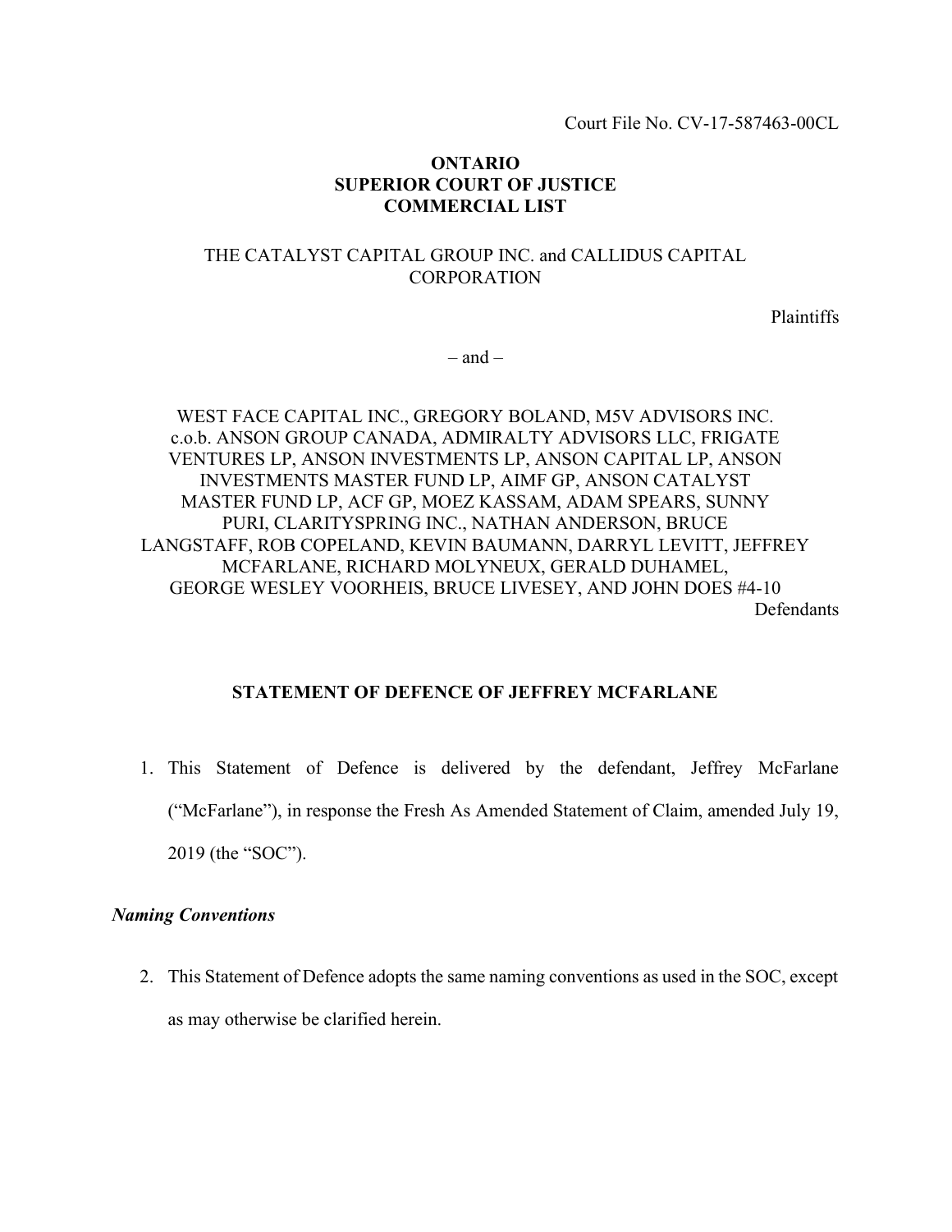Court File No. CV-17-587463-00CL

**ONTARIO**
**SUPERIOR COURT OF JUSTICE**
**COMMERCIAL LIST**

THE CATALYST CAPITAL GROUP INC. and CALLIDUS CAPITAL CORPORATION

Plaintiffs

– and –

WEST FACE CAPITAL INC., GREGORY BOLAND, M5V ADVISORS INC. c.o.b. ANSON GROUP CANADA, ADMIRALTY ADVISORS LLC, FRIGATE VENTURES LP, ANSON INVESTMENTS LP, ANSON CAPITAL LP, ANSON INVESTMENTS MASTER FUND LP, AIMF GP, ANSON CATALYST MASTER FUND LP, ACF GP, MOEZ KASSAM, ADAM SPEARS, SUNNY PURI, CLARITYSPRING INC., NATHAN ANDERSON, BRUCE LANGSTAFF, ROB COPELAND, KEVIN BAUMANN, DARRYL LEVITT, JEFFREY MCFARLANE, RICHARD MOLYNEUX, GERALD DUHAMEL, GEORGE WESLEY VOORHEIS, BRUCE LIVESEY, AND JOHN DOES #4-10

Defendants

**STATEMENT OF DEFENCE OF JEFFREY MCFARLANE**

1. This Statement of Defence is delivered by the defendant, Jeffrey McFarlane ("McFarlane"), in response the Fresh As Amended Statement of Claim, amended July 19, 2019 (the "SOC").

***Naming Conventions***

2. This Statement of Defence adopts the same naming conventions as used in the SOC, except as may otherwise be clarified herein.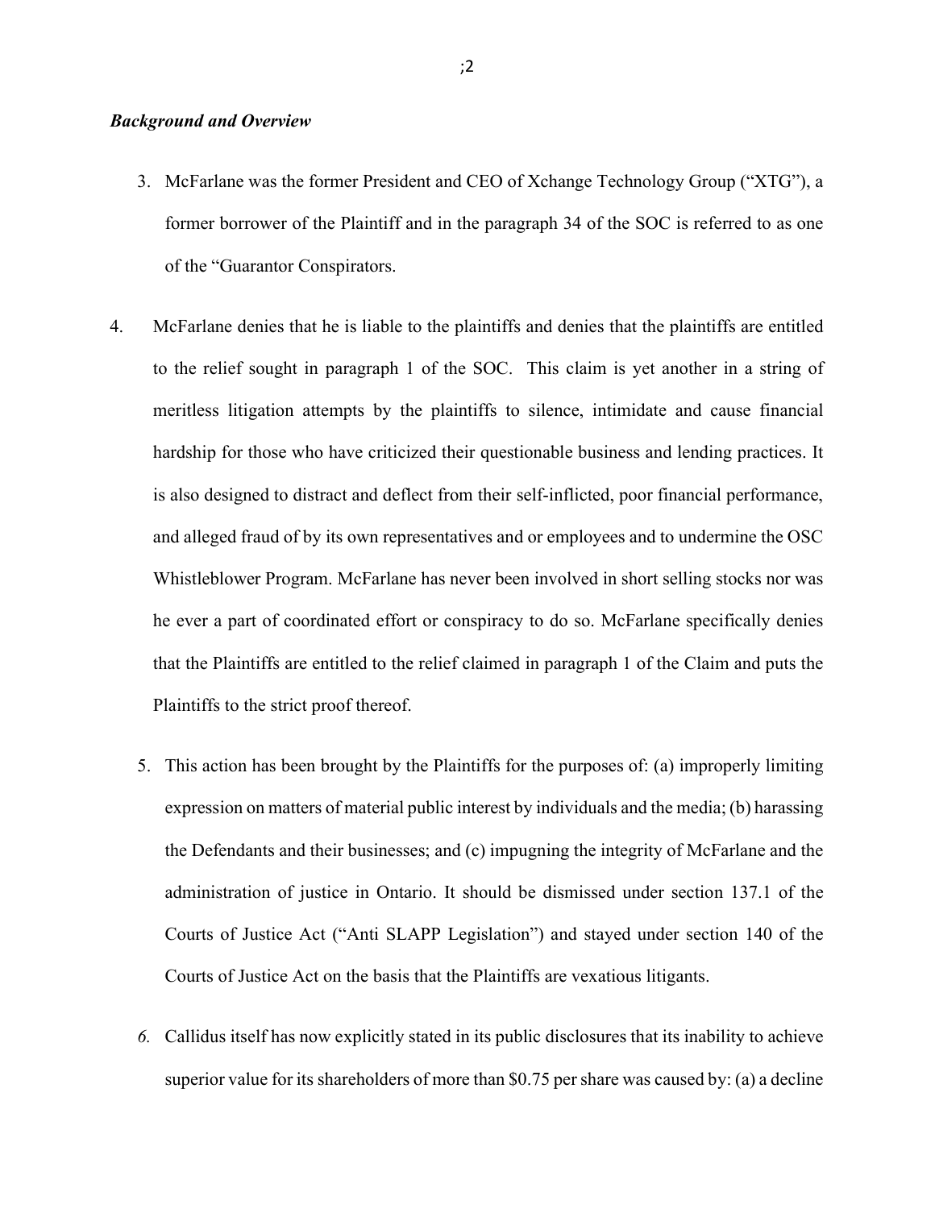***Background and Overview***

3. McFarlane was the former President and CEO of Xchange Technology Group ("XTG"), a former borrower of the Plaintiff and in the paragraph 34 of the SOC is referred to as one of the "Guarantor Conspirators.

4. McFarlane denies that he is liable to the plaintiffs and denies that the plaintiffs are entitled to the relief sought in paragraph 1 of the SOC. This claim is yet another in a string of meritless litigation attempts by the plaintiffs to silence, intimidate and cause financial hardship for those who have criticized their questionable business and lending practices. It is also designed to distract and deflect from their self-inflicted, poor financial performance, and alleged fraud of by its own representatives and or employees and to undermine the OSC Whistleblower Program. McFarlane has never been involved in short selling stocks nor was he ever a part of coordinated effort or conspiracy to do so. McFarlane specifically denies that the Plaintiffs are entitled to the relief claimed in paragraph 1 of the Claim and puts the Plaintiffs to the strict proof thereof.

5. This action has been brought by the Plaintiffs for the purposes of: (a) improperly limiting expression on matters of material public interest by individuals and the media; (b) harassing the Defendants and their businesses; and (c) impugning the integrity of McFarlane and the administration of justice in Ontario. It should be dismissed under section 137.1 of the Courts of Justice Act ("Anti SLAPP Legislation") and stayed under section 140 of the Courts of Justice Act on the basis that the Plaintiffs are vexatious litigants.

*6.* Callidus itself has now explicitly stated in its public disclosures that its inability to achieve superior value for its shareholders of more than $0.75 per share was caused by: (a) a decline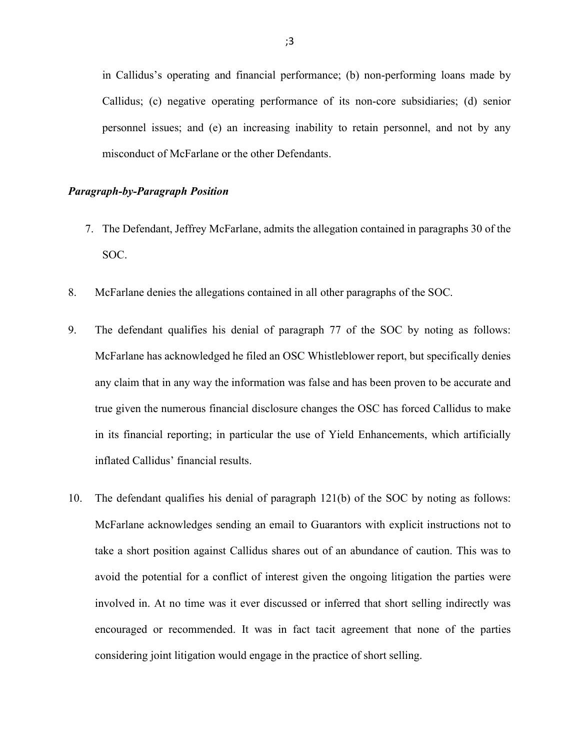in Callidus's operating and financial performance; (b) non-performing loans made by Callidus; (c) negative operating performance of its non-core subsidiaries; (d) senior personnel issues; and (e) an increasing inability to retain personnel, and not by any misconduct of McFarlane or the other Defendants.

***Paragraph-by-Paragraph Position***

7. The Defendant, Jeffrey McFarlane, admits the allegation contained in paragraphs 30 of the SOC.

8. McFarlane denies the allegations contained in all other paragraphs of the SOC.

9. The defendant qualifies his denial of paragraph 77 of the SOC by noting as follows: McFarlane has acknowledged he filed an OSC Whistleblower report, but specifically denies any claim that in any way the information was false and has been proven to be accurate and true given the numerous financial disclosure changes the OSC has forced Callidus to make in its financial reporting; in particular the use of Yield Enhancements, which artificially inflated Callidus' financial results.

10. The defendant qualifies his denial of paragraph 121(b) of the SOC by noting as follows: McFarlane acknowledges sending an email to Guarantors with explicit instructions not to take a short position against Callidus shares out of an abundance of caution. This was to avoid the potential for a conflict of interest given the ongoing litigation the parties were involved in. At no time was it ever discussed or inferred that short selling indirectly was encouraged or recommended. It was in fact tacit agreement that none of the parties considering joint litigation would engage in the practice of short selling.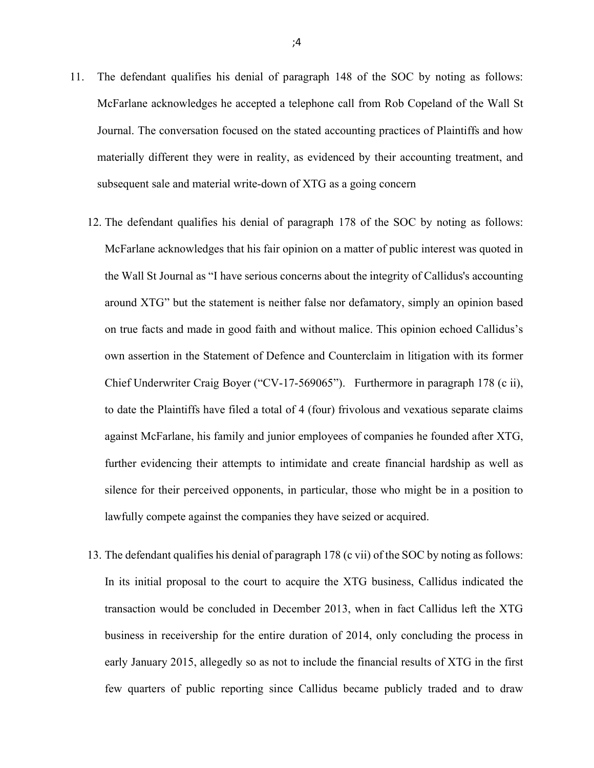11. The defendant qualifies his denial of paragraph 148 of the SOC by noting as follows: McFarlane acknowledges he accepted a telephone call from Rob Copeland of the Wall St Journal. The conversation focused on the stated accounting practices of Plaintiffs and how materially different they were in reality, as evidenced by their accounting treatment, and subsequent sale and material write-down of XTG as a going concern

12. The defendant qualifies his denial of paragraph 178 of the SOC by noting as follows: McFarlane acknowledges that his fair opinion on a matter of public interest was quoted in the Wall St Journal as "I have serious concerns about the integrity of Callidus's accounting around XTG" but the statement is neither false nor defamatory, simply an opinion based on true facts and made in good faith and without malice. This opinion echoed Callidus's own assertion in the Statement of Defence and Counterclaim in litigation with its former Chief Underwriter Craig Boyer ("CV-17-569065"). Furthermore in paragraph 178 (c ii), to date the Plaintiffs have filed a total of 4 (four) frivolous and vexatious separate claims against McFarlane, his family and junior employees of companies he founded after XTG, further evidencing their attempts to intimidate and create financial hardship as well as silence for their perceived opponents, in particular, those who might be in a position to lawfully compete against the companies they have seized or acquired.

13. The defendant qualifies his denial of paragraph 178 (c vii) of the SOC by noting as follows: In its initial proposal to the court to acquire the XTG business, Callidus indicated the transaction would be concluded in December 2013, when in fact Callidus left the XTG business in receivership for the entire duration of 2014, only concluding the process in early January 2015, allegedly so as not to include the financial results of XTG in the first few quarters of public reporting since Callidus became publicly traded and to draw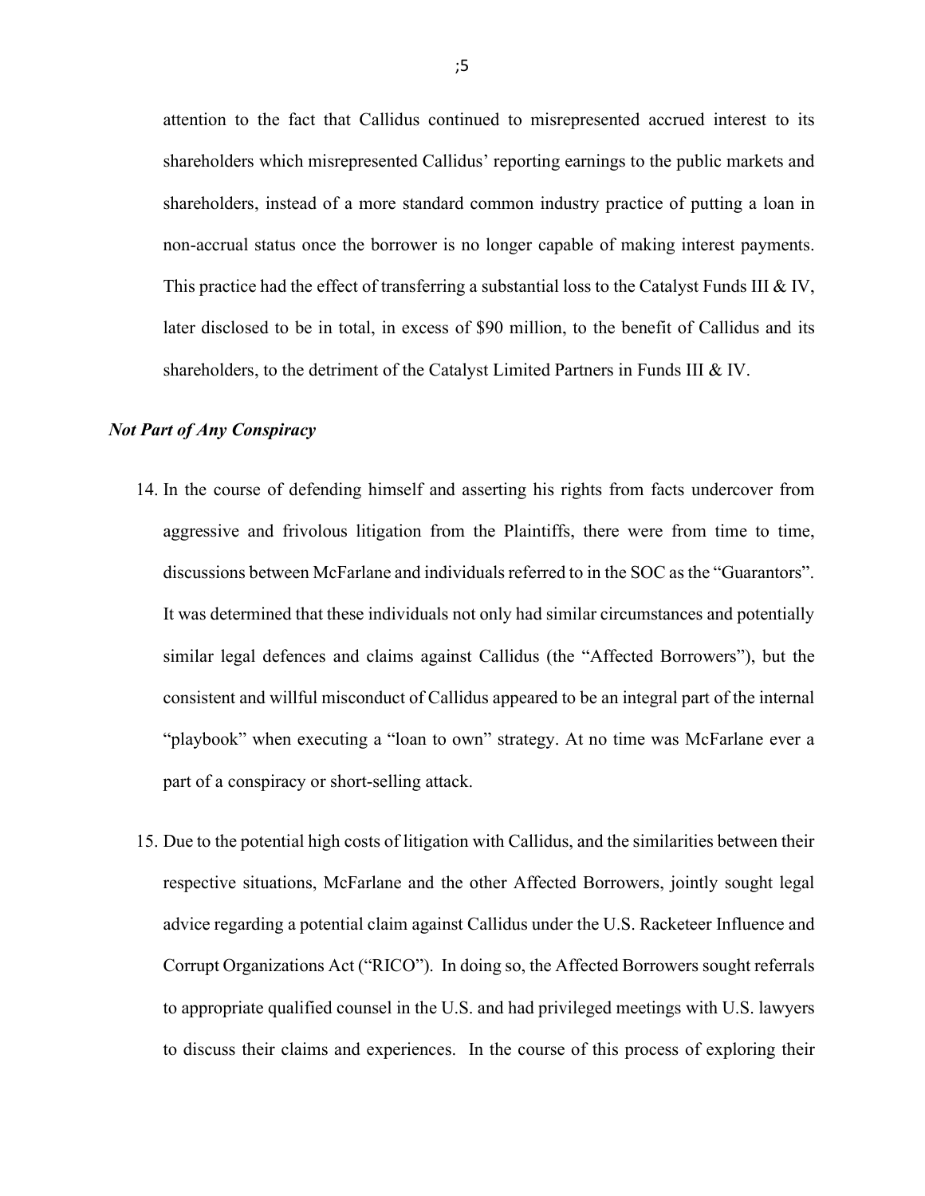attention to the fact that Callidus continued to misrepresented accrued interest to its shareholders which misrepresented Callidus' reporting earnings to the public markets and shareholders, instead of a more standard common industry practice of putting a loan in non-accrual status once the borrower is no longer capable of making interest payments. This practice had the effect of transferring a substantial loss to the Catalyst Funds III & IV, later disclosed to be in total, in excess of $90 million, to the benefit of Callidus and its shareholders, to the detriment of the Catalyst Limited Partners in Funds III & IV.

***Not Part of Any Conspiracy***

14. In the course of defending himself and asserting his rights from facts undercover from aggressive and frivolous litigation from the Plaintiffs, there were from time to time, discussions between McFarlane and individuals referred to in the SOC as the "Guarantors". It was determined that these individuals not only had similar circumstances and potentially similar legal defences and claims against Callidus (the "Affected Borrowers"), but the consistent and willful misconduct of Callidus appeared to be an integral part of the internal "playbook" when executing a "loan to own" strategy. At no time was McFarlane ever a part of a conspiracy or short-selling attack.

15. Due to the potential high costs of litigation with Callidus, and the similarities between their respective situations, McFarlane and the other Affected Borrowers, jointly sought legal advice regarding a potential claim against Callidus under the U.S. Racketeer Influence and Corrupt Organizations Act ("RICO"). In doing so, the Affected Borrowers sought referrals to appropriate qualified counsel in the U.S. and had privileged meetings with U.S. lawyers to discuss their claims and experiences. In the course of this process of exploring their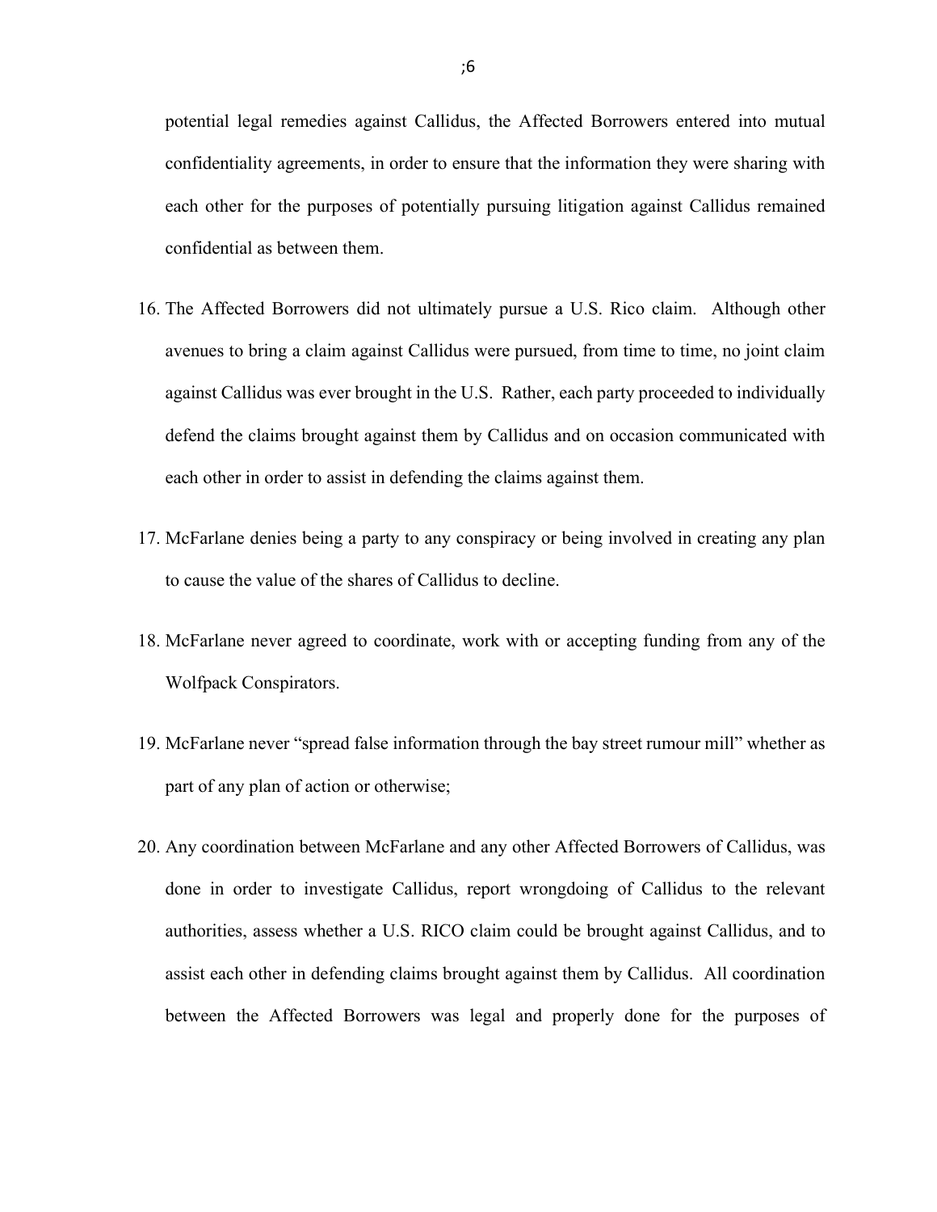potential legal remedies against Callidus, the Affected Borrowers entered into mutual confidentiality agreements, in order to ensure that the information they were sharing with each other for the purposes of potentially pursuing litigation against Callidus remained confidential as between them.

16. The Affected Borrowers did not ultimately pursue a U.S. Rico claim. Although other avenues to bring a claim against Callidus were pursued, from time to time, no joint claim against Callidus was ever brought in the U.S. Rather, each party proceeded to individually defend the claims brought against them by Callidus and on occasion communicated with each other in order to assist in defending the claims against them.

17. McFarlane denies being a party to any conspiracy or being involved in creating any plan to cause the value of the shares of Callidus to decline.

18. McFarlane never agreed to coordinate, work with or accepting funding from any of the Wolfpack Conspirators.

19. McFarlane never "spread false information through the bay street rumour mill" whether as part of any plan of action or otherwise;

20. Any coordination between McFarlane and any other Affected Borrowers of Callidus, was done in order to investigate Callidus, report wrongdoing of Callidus to the relevant authorities, assess whether a U.S. RICO claim could be brought against Callidus, and to assist each other in defending claims brought against them by Callidus. All coordination between the Affected Borrowers was legal and properly done for the purposes of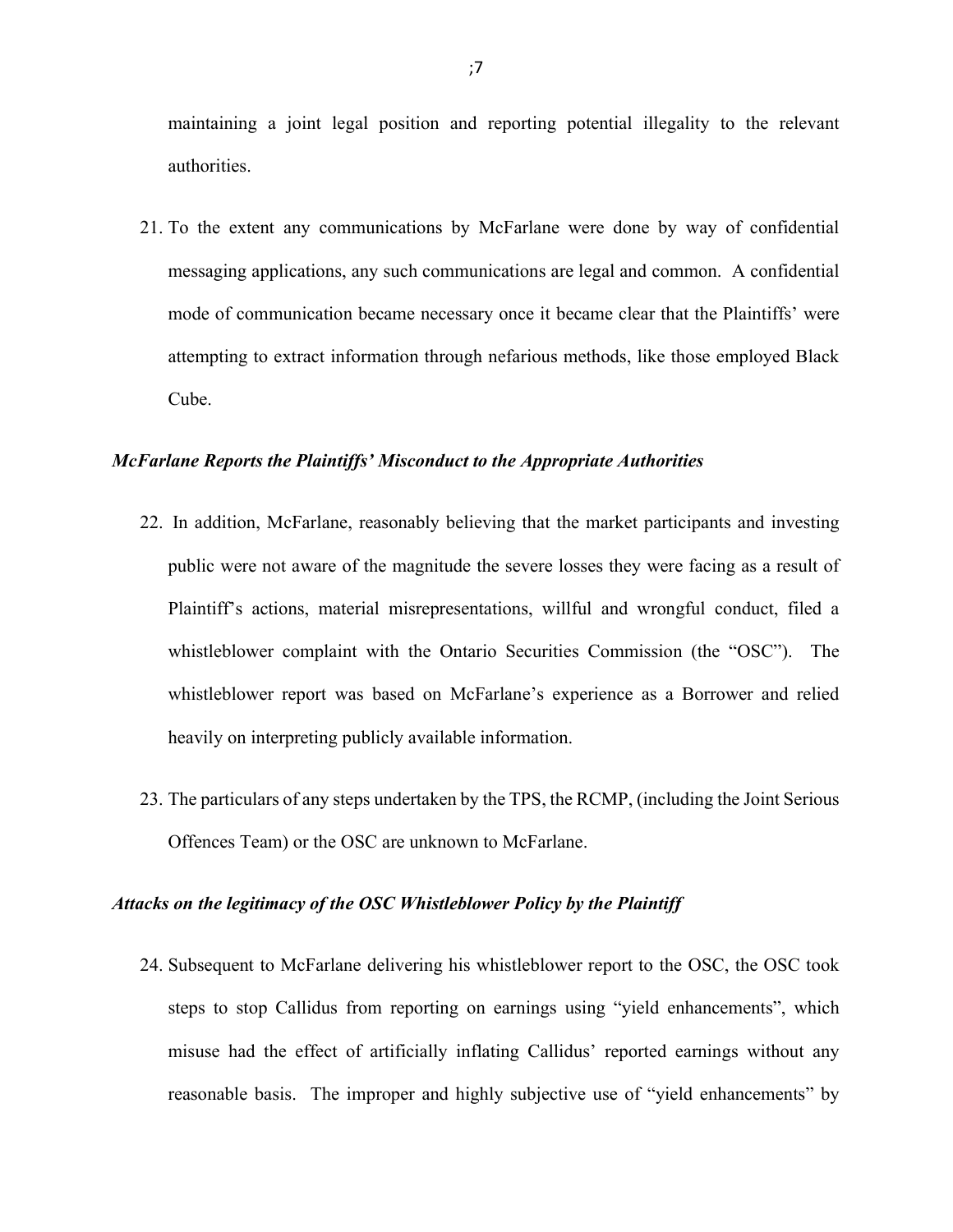maintaining a joint legal position and reporting potential illegality to the relevant authorities.

21. To the extent any communications by McFarlane were done by way of confidential messaging applications, any such communications are legal and common. A confidential mode of communication became necessary once it became clear that the Plaintiffs' were attempting to extract information through nefarious methods, like those employed Black Cube.

### *McFarlane Reports the Plaintiffs' Misconduct to the Appropriate Authorities*

22. In addition, McFarlane, reasonably believing that the market participants and investing public were not aware of the magnitude the severe losses they were facing as a result of Plaintiff's actions, material misrepresentations, willful and wrongful conduct, filed a whistleblower complaint with the Ontario Securities Commission (the "OSC"). The whistleblower report was based on McFarlane's experience as a Borrower and relied heavily on interpreting publicly available information.

23. The particulars of any steps undertaken by the TPS, the RCMP, (including the Joint Serious Offences Team) or the OSC are unknown to McFarlane.

### *Attacks on the legitimacy of the OSC Whistleblower Policy by the Plaintiff*

24. Subsequent to McFarlane delivering his whistleblower report to the OSC, the OSC took steps to stop Callidus from reporting on earnings using "yield enhancements", which misuse had the effect of artificially inflating Callidus' reported earnings without any reasonable basis. The improper and highly subjective use of "yield enhancements" by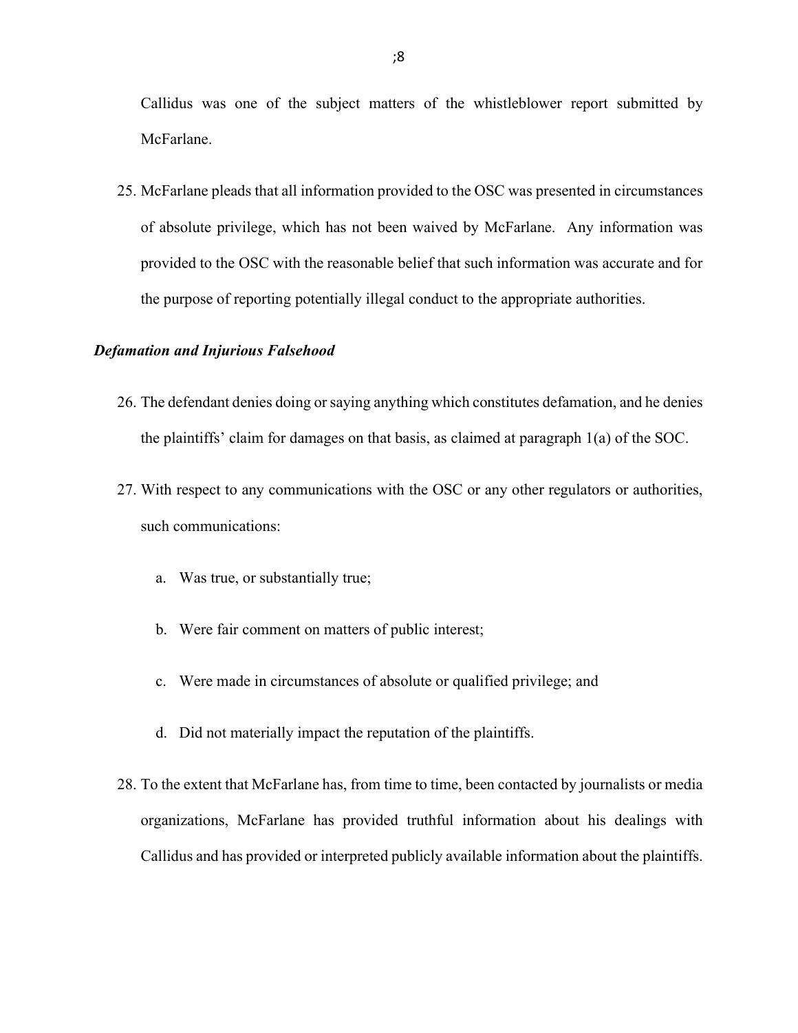Callidus was one of the subject matters of the whistleblower report submitted by McFarlane.

25. McFarlane pleads that all information provided to the OSC was presented in circumstances of absolute privilege, which has not been waived by McFarlane. Any information was provided to the OSC with the reasonable belief that such information was accurate and for the purpose of reporting potentially illegal conduct to the appropriate authorities.

### *Defamation and Injurious Falsehood*

26. The defendant denies doing or saying anything which constitutes defamation, and he denies the plaintiffs' claim for damages on that basis, as claimed at paragraph 1(a) of the SOC.

27. With respect to any communications with the OSC or any other regulators or authorities, such communications:

    a. Was true, or substantially true;

    b. Were fair comment on matters of public interest;

    c. Were made in circumstances of absolute or qualified privilege; and

    d. Did not materially impact the reputation of the plaintiffs.

28. To the extent that McFarlane has, from time to time, been contacted by journalists or media organizations, McFarlane has provided truthful information about his dealings with Callidus and has provided or interpreted publicly available information about the plaintiffs.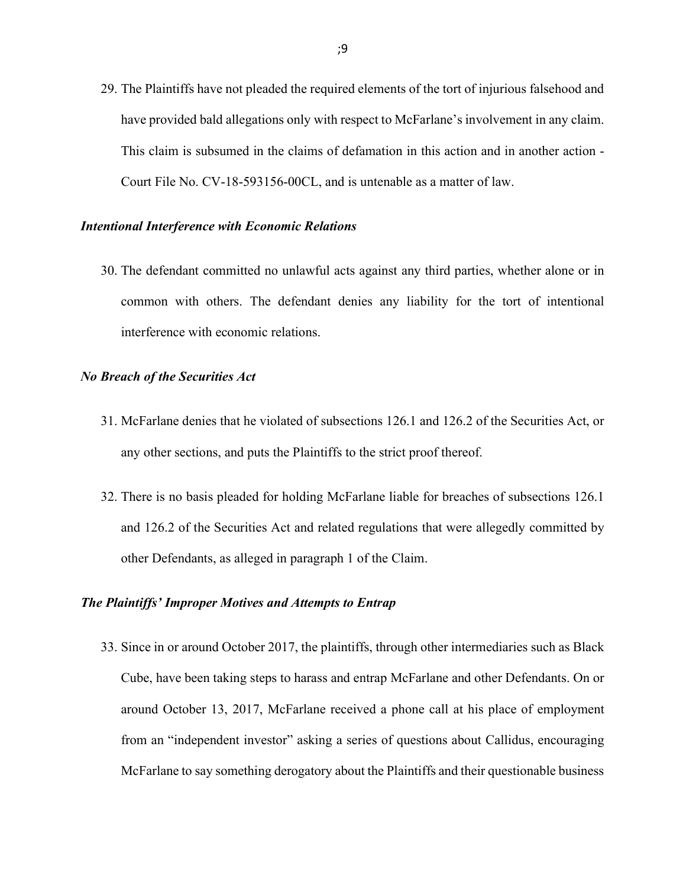29. The Plaintiffs have not pleaded the required elements of the tort of injurious falsehood and have provided bald allegations only with respect to McFarlane's involvement in any claim. This claim is subsumed in the claims of defamation in this action and in another action - Court File No. CV-18-593156-00CL, and is untenable as a matter of law.

***Intentional Interference with Economic Relations***

30. The defendant committed no unlawful acts against any third parties, whether alone or in common with others. The defendant denies any liability for the tort of intentional interference with economic relations.

***No Breach of the Securities Act***

31. McFarlane denies that he violated of subsections 126.1 and 126.2 of the Securities Act, or any other sections, and puts the Plaintiffs to the strict proof thereof.

32. There is no basis pleaded for holding McFarlane liable for breaches of subsections 126.1 and 126.2 of the Securities Act and related regulations that were allegedly committed by other Defendants, as alleged in paragraph 1 of the Claim.

***The Plaintiffs' Improper Motives and Attempts to Entrap***

33. Since in or around October 2017, the plaintiffs, through other intermediaries such as Black Cube, have been taking steps to harass and entrap McFarlane and other Defendants. On or around October 13, 2017, McFarlane received a phone call at his place of employment from an "independent investor" asking a series of questions about Callidus, encouraging McFarlane to say something derogatory about the Plaintiffs and their questionable business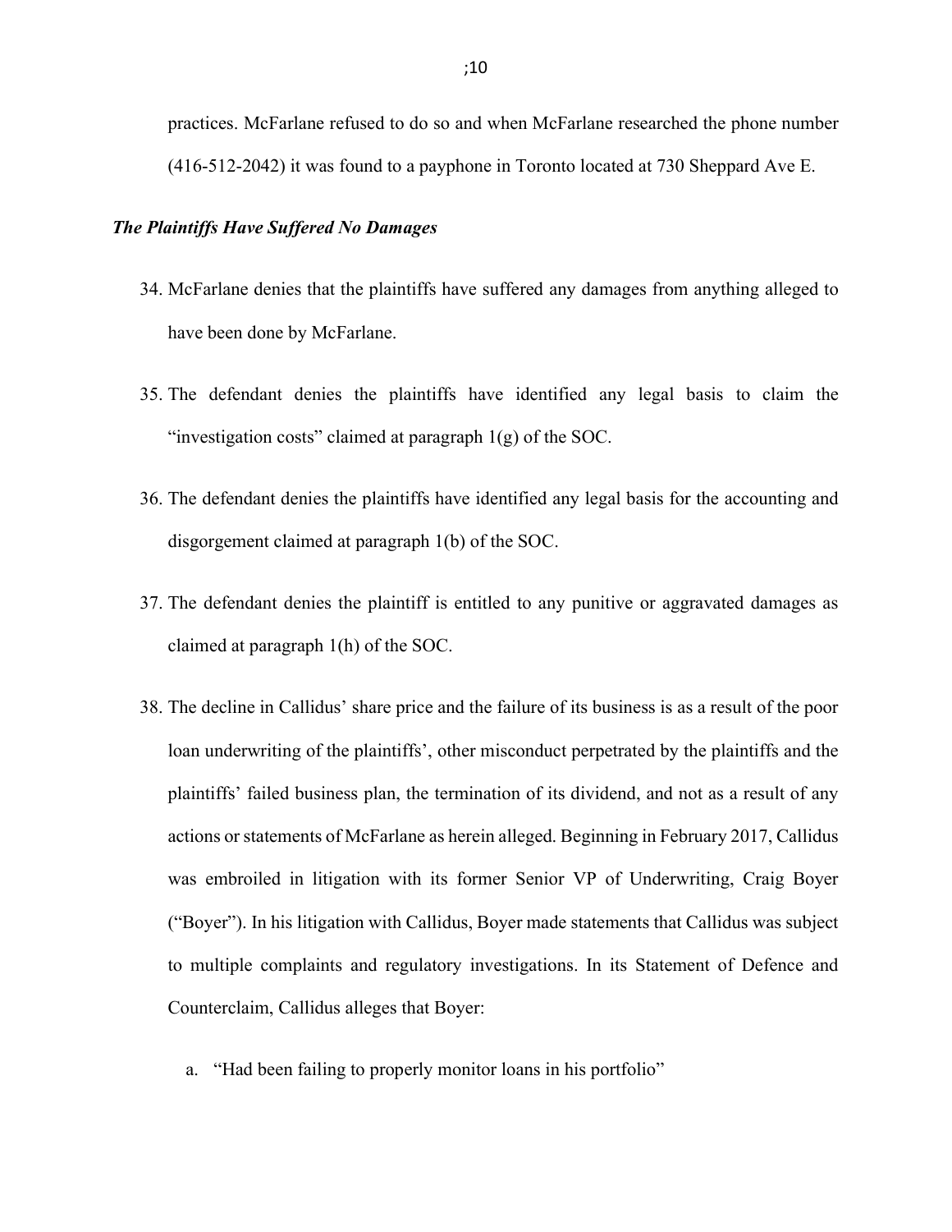practices. McFarlane refused to do so and when McFarlane researched the phone number (416-512-2042) it was found to a payphone in Toronto located at 730 Sheppard Ave E.

***The Plaintiffs Have Suffered No Damages***

34. McFarlane denies that the plaintiffs have suffered any damages from anything alleged to have been done by McFarlane.

35. The defendant denies the plaintiffs have identified any legal basis to claim the "investigation costs" claimed at paragraph 1(g) of the SOC.

36. The defendant denies the plaintiffs have identified any legal basis for the accounting and disgorgement claimed at paragraph 1(b) of the SOC.

37. The defendant denies the plaintiff is entitled to any punitive or aggravated damages as claimed at paragraph 1(h) of the SOC.

38. The decline in Callidus' share price and the failure of its business is as a result of the poor loan underwriting of the plaintiffs', other misconduct perpetrated by the plaintiffs and the plaintiffs' failed business plan, the termination of its dividend, and not as a result of any actions or statements of McFarlane as herein alleged. Beginning in February 2017, Callidus was embroiled in litigation with its former Senior VP of Underwriting, Craig Boyer ("Boyer"). In his litigation with Callidus, Boyer made statements that Callidus was subject to multiple complaints and regulatory investigations. In its Statement of Defence and Counterclaim, Callidus alleges that Boyer:

    a. "Had been failing to properly monitor loans in his portfolio"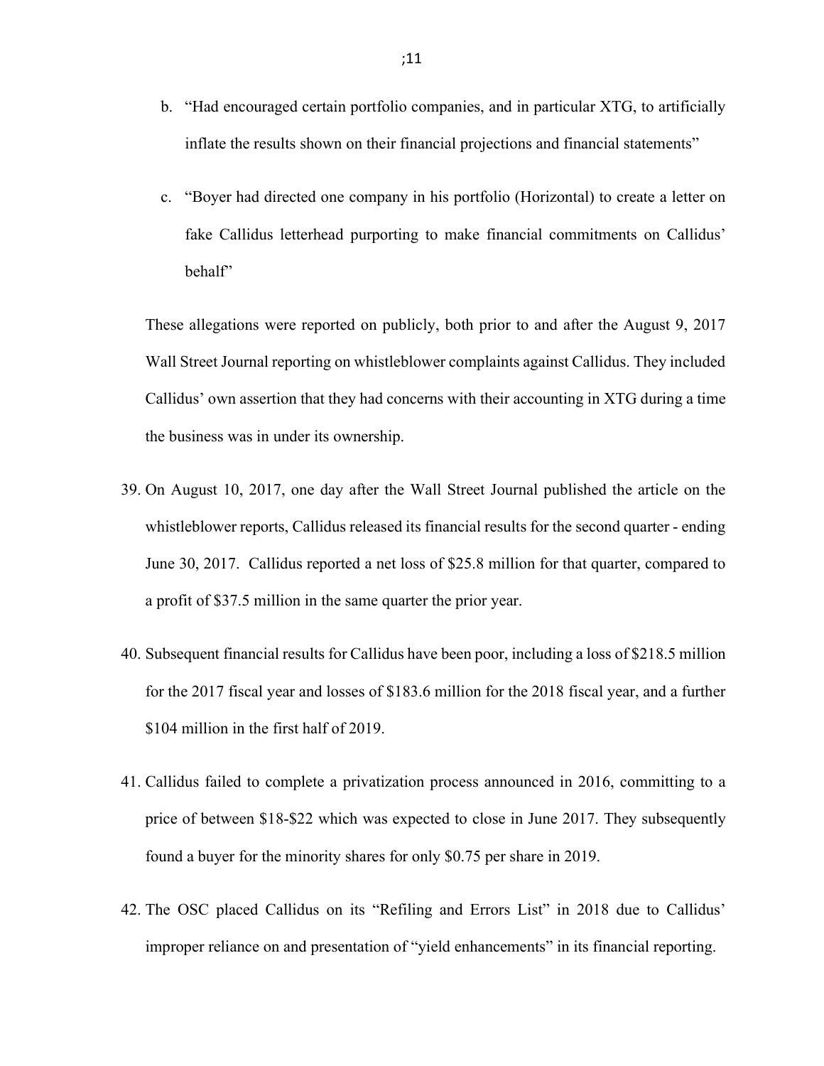b. "Had encouraged certain portfolio companies, and in particular XTG, to artificially inflate the results shown on their financial projections and financial statements"

c. "Boyer had directed one company in his portfolio (Horizontal) to create a letter on fake Callidus letterhead purporting to make financial commitments on Callidus' behalf"

These allegations were reported on publicly, both prior to and after the August 9, 2017 Wall Street Journal reporting on whistleblower complaints against Callidus. They included Callidus' own assertion that they had concerns with their accounting in XTG during a time the business was in under its ownership.

39. On August 10, 2017, one day after the Wall Street Journal published the article on the whistleblower reports, Callidus released its financial results for the second quarter - ending June 30, 2017. Callidus reported a net loss of $25.8 million for that quarter, compared to a profit of $37.5 million in the same quarter the prior year.

40. Subsequent financial results for Callidus have been poor, including a loss of $218.5 million for the 2017 fiscal year and losses of $183.6 million for the 2018 fiscal year, and a further $104 million in the first half of 2019.

41. Callidus failed to complete a privatization process announced in 2016, committing to a price of between $18-$22 which was expected to close in June 2017. They subsequently found a buyer for the minority shares for only $0.75 per share in 2019.

42. The OSC placed Callidus on its "Refiling and Errors List" in 2018 due to Callidus' improper reliance on and presentation of "yield enhancements" in its financial reporting.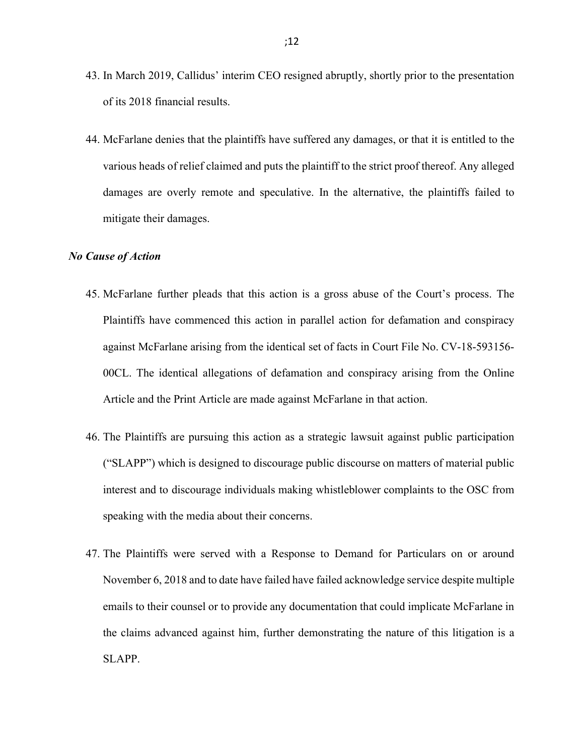43. In March 2019, Callidus' interim CEO resigned abruptly, shortly prior to the presentation of its 2018 financial results.

44. McFarlane denies that the plaintiffs have suffered any damages, or that it is entitled to the various heads of relief claimed and puts the plaintiff to the strict proof thereof. Any alleged damages are overly remote and speculative. In the alternative, the plaintiffs failed to mitigate their damages.

***No Cause of Action***

45. McFarlane further pleads that this action is a gross abuse of the Court's process. The Plaintiffs have commenced this action in parallel action for defamation and conspiracy against McFarlane arising from the identical set of facts in Court File No. CV-18-593156-00CL. The identical allegations of defamation and conspiracy arising from the Online Article and the Print Article are made against McFarlane in that action.

46. The Plaintiffs are pursuing this action as a strategic lawsuit against public participation ("SLAPP") which is designed to discourage public discourse on matters of material public interest and to discourage individuals making whistleblower complaints to the OSC from speaking with the media about their concerns.

47. The Plaintiffs were served with a Response to Demand for Particulars on or around November 6, 2018 and to date have failed have failed acknowledge service despite multiple emails to their counsel or to provide any documentation that could implicate McFarlane in the claims advanced against him, further demonstrating the nature of this litigation is a SLAPP.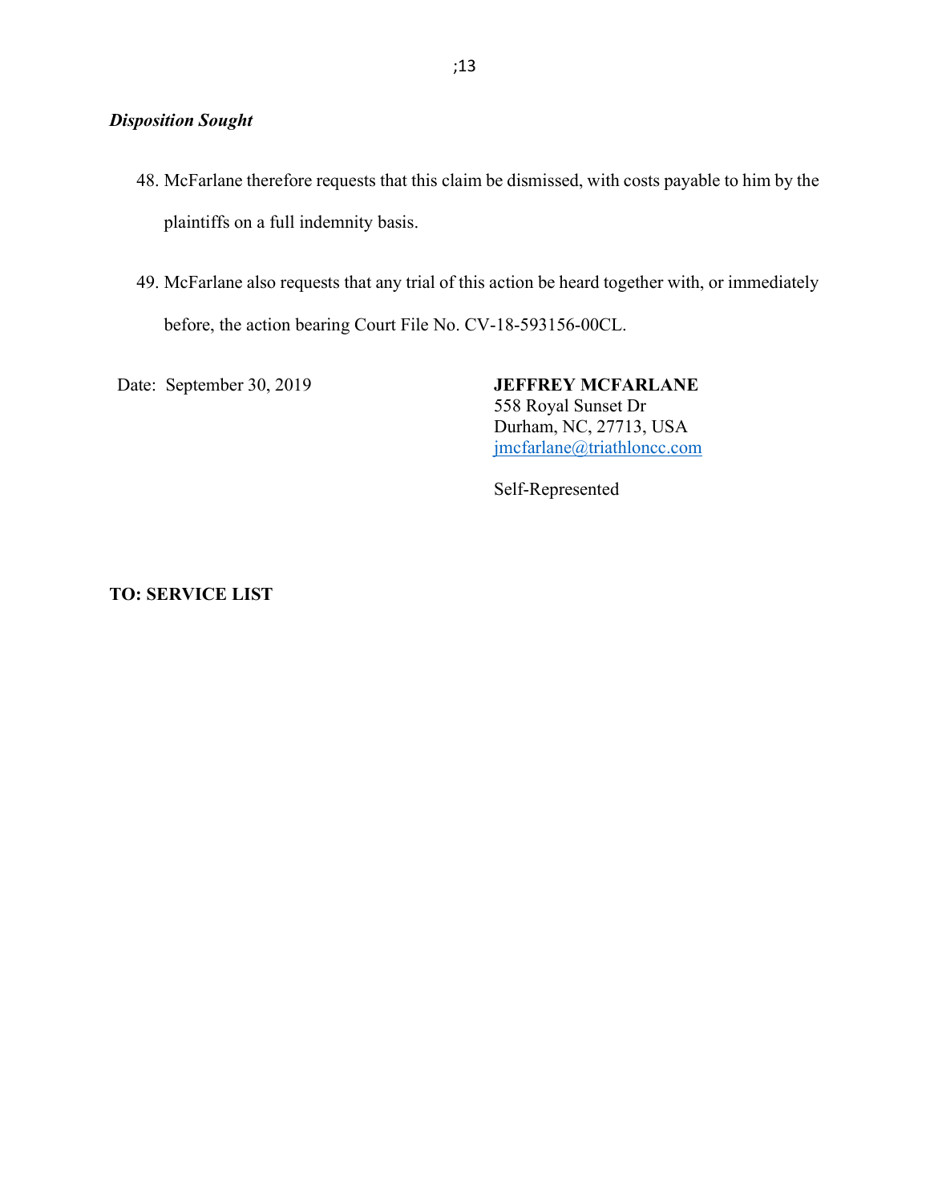***Disposition Sought***

48. McFarlane therefore requests that this claim be dismissed, with costs payable to him by the plaintiffs on a full indemnity basis.

49. McFarlane also requests that any trial of this action be heard together with, or immediately before, the action bearing Court File No. CV-18-593156-00CL.

Date: September 30, 2019

**JEFFREY MCFARLANE**
558 Royal Sunset Dr
Durham, NC, 27713, USA
jmcfarlane@triathloncc.com

Self-Represented

**TO: SERVICE LIST**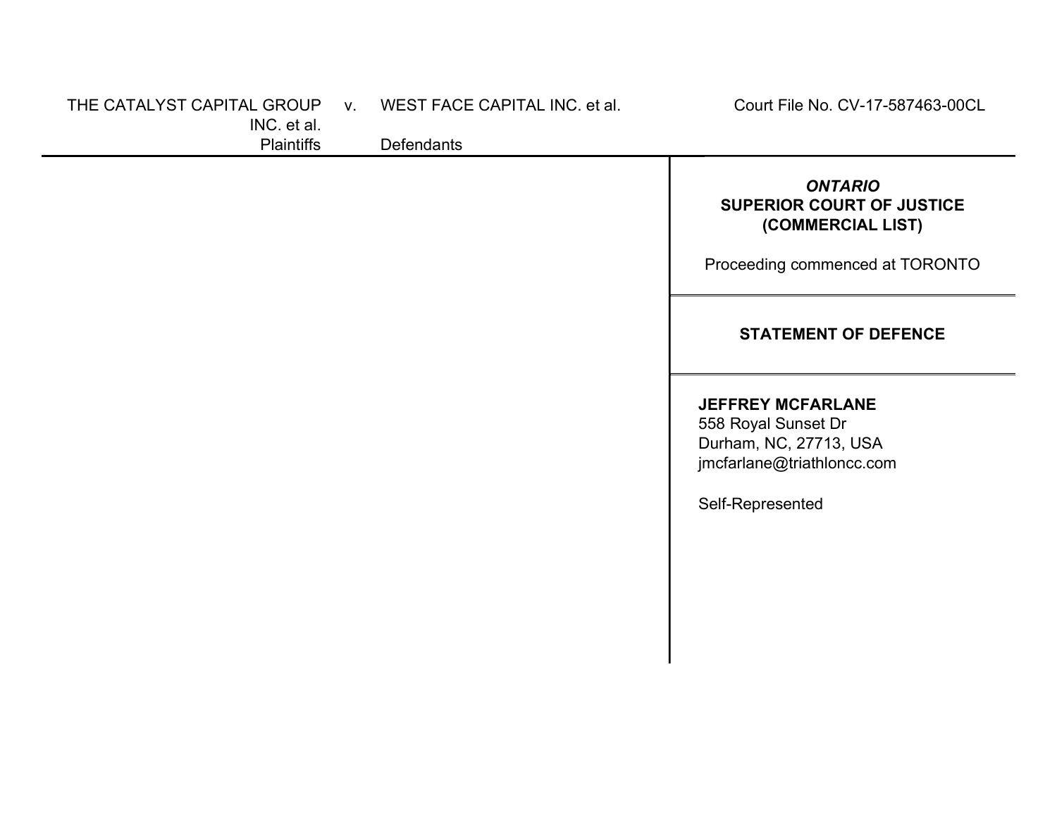THE CATALYST CAPITAL GROUP INC. et al.
Plaintiffs

v.

WEST FACE CAPITAL INC. et al.
Defendants

Court File No. CV-17-587463-00CL

***ONTARIO***
**SUPERIOR COURT OF JUSTICE**
**(COMMERCIAL LIST)**

Proceeding commenced at TORONTO

**STATEMENT OF DEFENCE**

**JEFFREY MCFARLANE**
558 Royal Sunset Dr
Durham, NC, 27713, USA
jmcfarlane@triathloncc.com

Self-Represented